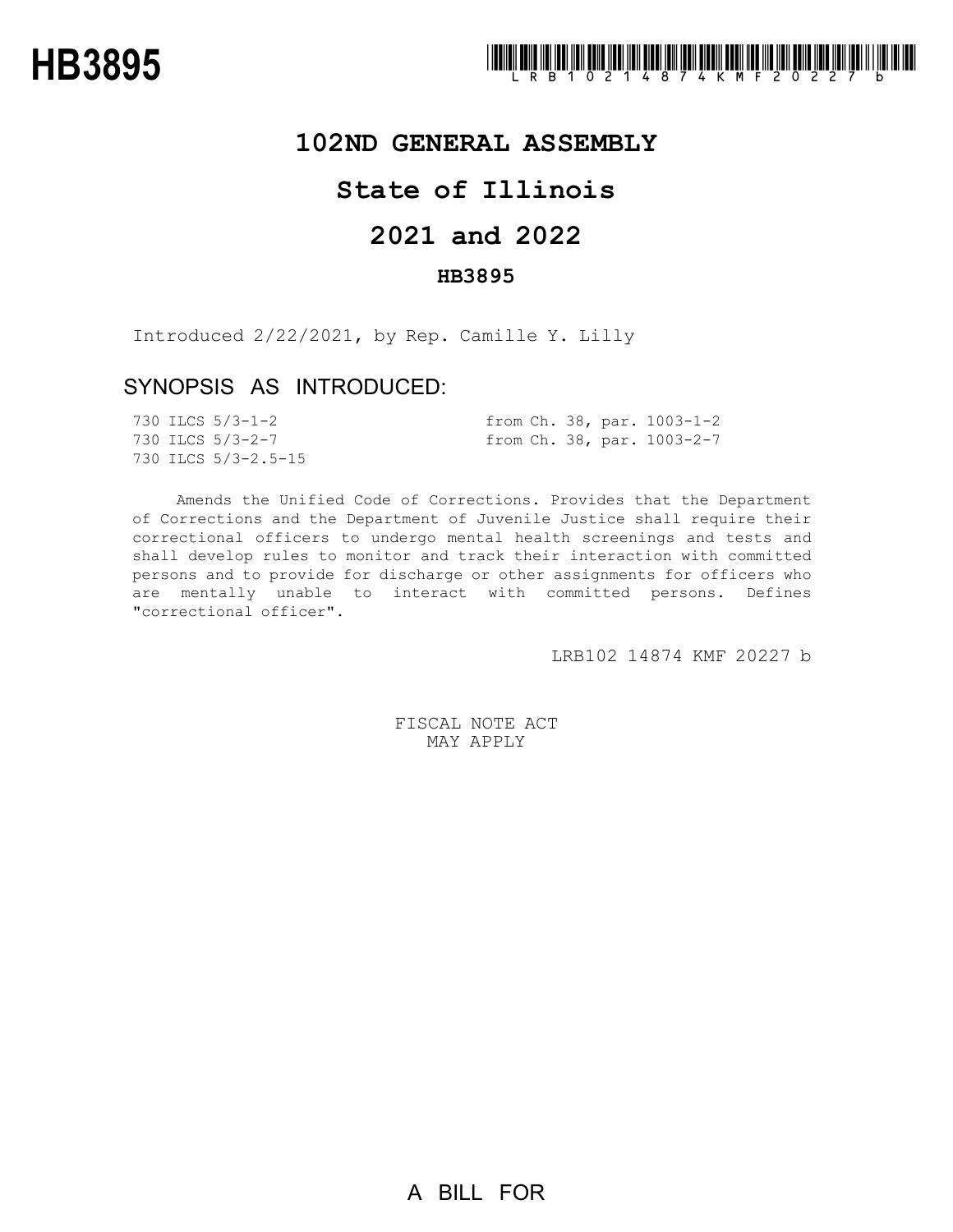# HB3895

LRB102 14874 KMF 20227 b

## 102ND GENERAL ASSEMBLY

## State of Illinois

## 2021 and 2022

### HB3895

Introduced 2/22/2021, by Rep. Camille Y. Lilly

## SYNOPSIS AS INTRODUCED:

| | |
|---|---|
| 730 ILCS 5/3-1-2 | from Ch. 38, par. 1003-1-2 |
| 730 ILCS 5/3-2-7 | from Ch. 38, par. 1003-2-7 |
| 730 ILCS 5/3-2.5-15 | |

Amends the Unified Code of Corrections. Provides that the Department of Corrections and the Department of Juvenile Justice shall require their correctional officers to undergo mental health screenings and tests and shall develop rules to monitor and track their interaction with committed persons and to provide for discharge or other assignments for officers who are mentally unable to interact with committed persons. Defines "correctional officer".

LRB102 14874 KMF 20227 b

FISCAL NOTE ACT
MAY APPLY

A BILL FOR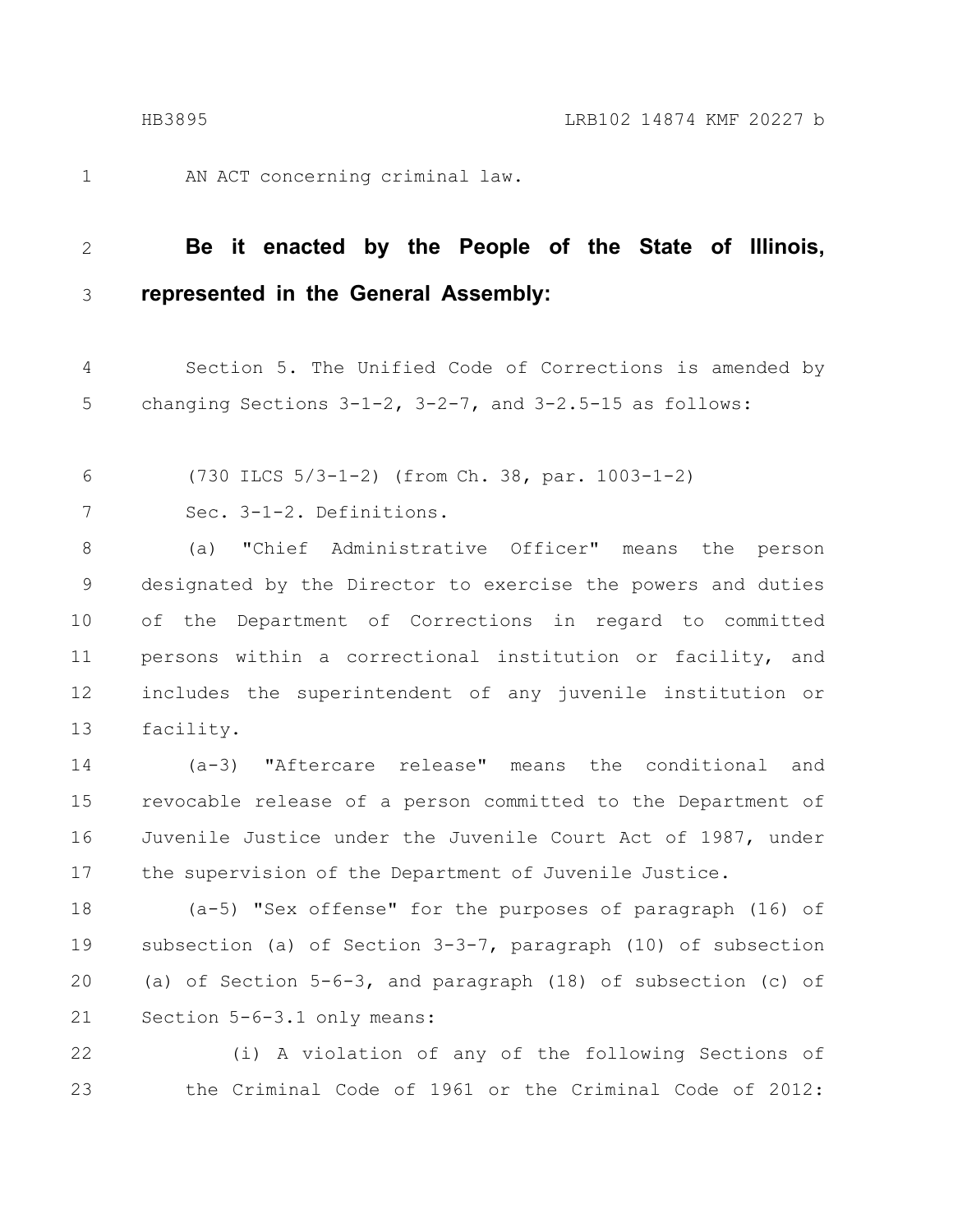AN ACT concerning criminal law.

**Be it enacted by the People of the State of Illinois, represented in the General Assembly:**

Section 5. The Unified Code of Corrections is amended by changing Sections 3-1-2, 3-2-7, and 3-2.5-15 as follows:

(730 ILCS 5/3-1-2) (from Ch. 38, par. 1003-1-2)

Sec. 3-1-2. Definitions.

(a) "Chief Administrative Officer" means the person designated by the Director to exercise the powers and duties of the Department of Corrections in regard to committed persons within a correctional institution or facility, and includes the superintendent of any juvenile institution or facility.

(a-3) "Aftercare release" means the conditional and revocable release of a person committed to the Department of Juvenile Justice under the Juvenile Court Act of 1987, under the supervision of the Department of Juvenile Justice.

(a-5) "Sex offense" for the purposes of paragraph (16) of subsection (a) of Section 3-3-7, paragraph (10) of subsection (a) of Section 5-6-3, and paragraph (18) of subsection (c) of Section 5-6-3.1 only means:

(i) A violation of any of the following Sections of the Criminal Code of 1961 or the Criminal Code of 2012: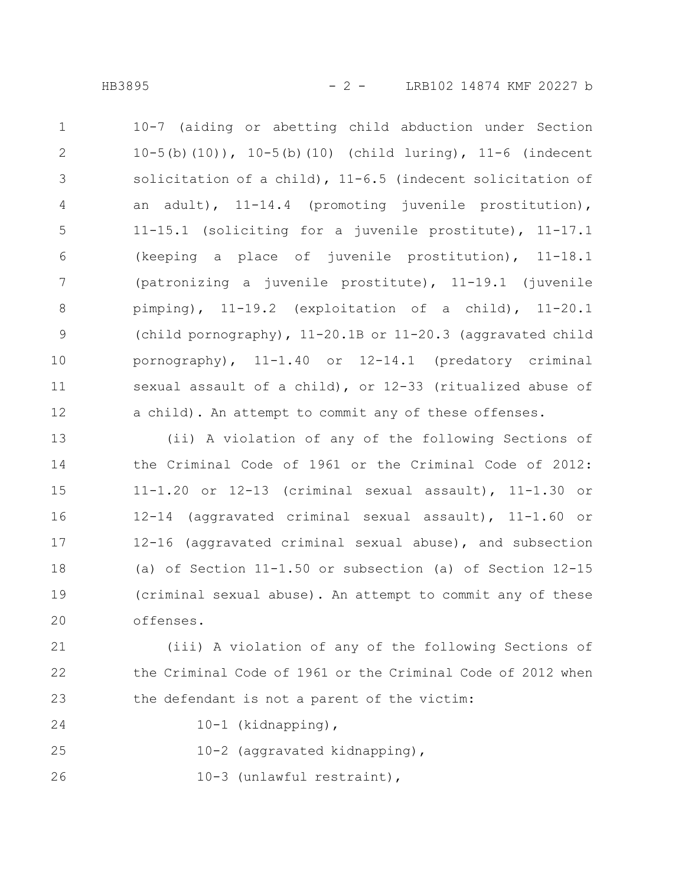10-7 (aiding or abetting child abduction under Section 10-5(b)(10)), 10-5(b)(10) (child luring), 11-6 (indecent solicitation of a child), 11-6.5 (indecent solicitation of an adult), 11-14.4 (promoting juvenile prostitution), 11-15.1 (soliciting for a juvenile prostitute), 11-17.1 (keeping a place of juvenile prostitution), 11-18.1 (patronizing a juvenile prostitute), 11-19.1 (juvenile pimping), 11-19.2 (exploitation of a child), 11-20.1 (child pornography), 11-20.1B or 11-20.3 (aggravated child pornography), 11-1.40 or 12-14.1 (predatory criminal sexual assault of a child), or 12-33 (ritualized abuse of a child). An attempt to commit any of these offenses.

(ii) A violation of any of the following Sections of the Criminal Code of 1961 or the Criminal Code of 2012: 11-1.20 or 12-13 (criminal sexual assault), 11-1.30 or 12-14 (aggravated criminal sexual assault), 11-1.60 or 12-16 (aggravated criminal sexual abuse), and subsection (a) of Section 11-1.50 or subsection (a) of Section 12-15 (criminal sexual abuse). An attempt to commit any of these offenses.

(iii) A violation of any of the following Sections of the Criminal Code of 1961 or the Criminal Code of 2012 when the defendant is not a parent of the victim:

10-1 (kidnapping),

10-2 (aggravated kidnapping),

10-3 (unlawful restraint),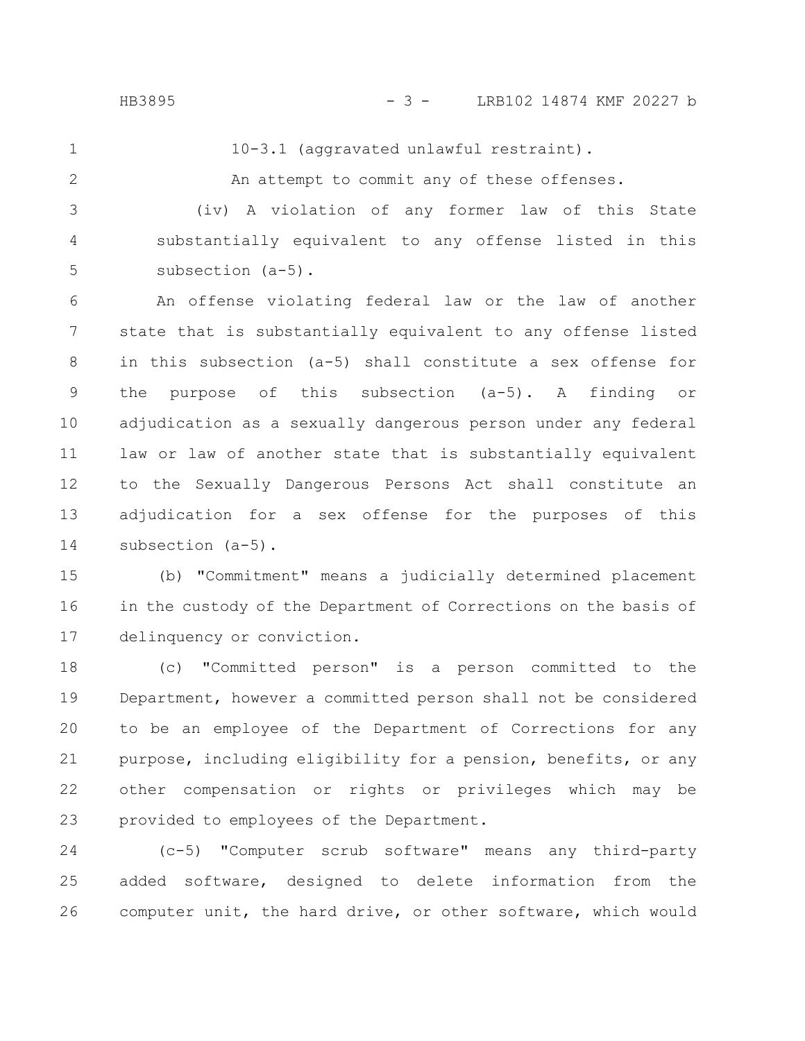10-3.1 (aggravated unlawful restraint).

An attempt to commit any of these offenses.

(iv) A violation of any former law of this State substantially equivalent to any offense listed in this subsection (a-5).

An offense violating federal law or the law of another state that is substantially equivalent to any offense listed in this subsection (a-5) shall constitute a sex offense for the purpose of this subsection (a-5). A finding or adjudication as a sexually dangerous person under any federal law or law of another state that is substantially equivalent to the Sexually Dangerous Persons Act shall constitute an adjudication for a sex offense for the purposes of this subsection (a-5).

(b) "Commitment" means a judicially determined placement in the custody of the Department of Corrections on the basis of delinquency or conviction.

(c) "Committed person" is a person committed to the Department, however a committed person shall not be considered to be an employee of the Department of Corrections for any purpose, including eligibility for a pension, benefits, or any other compensation or rights or privileges which may be provided to employees of the Department.

(c-5) "Computer scrub software" means any third-party added software, designed to delete information from the computer unit, the hard drive, or other software, which would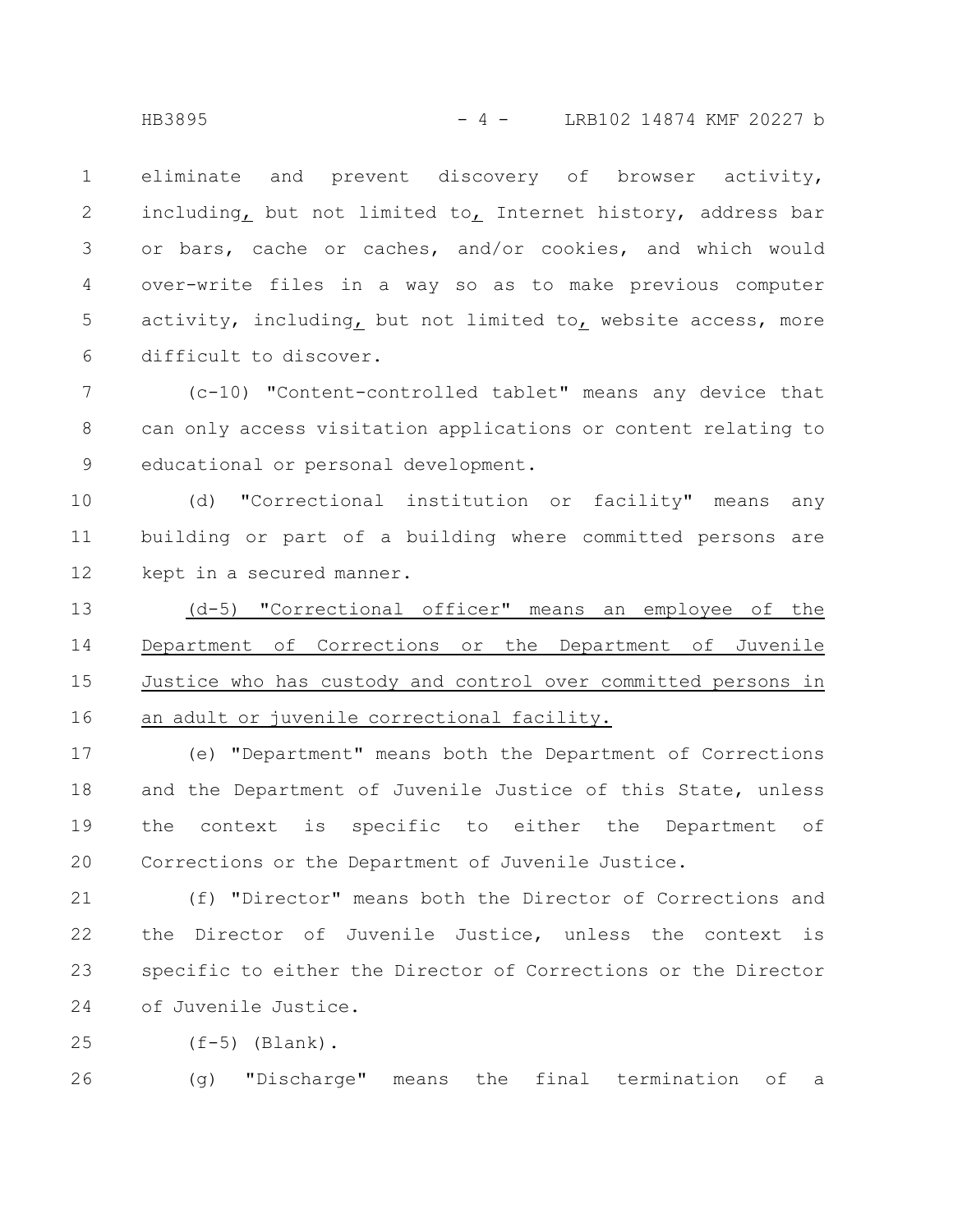eliminate and prevent discovery of browser activity, including, but not limited to, Internet history, address bar or bars, cache or caches, and/or cookies, and which would over-write files in a way so as to make previous computer activity, including, but not limited to, website access, more difficult to discover.

(c-10) "Content-controlled tablet" means any device that can only access visitation applications or content relating to educational or personal development.

(d) "Correctional institution or facility" means any building or part of a building where committed persons are kept in a secured manner.

(d-5) "Correctional officer" means an employee of the Department of Corrections or the Department of Juvenile Justice who has custody and control over committed persons in an adult or juvenile correctional facility.

(e) "Department" means both the Department of Corrections and the Department of Juvenile Justice of this State, unless the context is specific to either the Department of Corrections or the Department of Juvenile Justice.

(f) "Director" means both the Director of Corrections and the Director of Juvenile Justice, unless the context is specific to either the Director of Corrections or the Director of Juvenile Justice.

(f-5) (Blank).

(g) "Discharge" means the final termination of a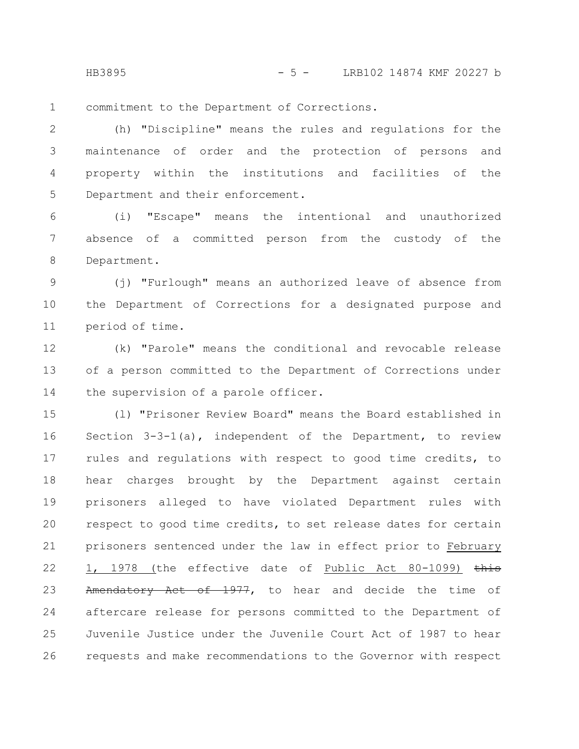commitment to the Department of Corrections.

(h) "Discipline" means the rules and regulations for the maintenance of order and the protection of persons and property within the institutions and facilities of the Department and their enforcement.

(i) "Escape" means the intentional and unauthorized absence of a committed person from the custody of the Department.

(j) "Furlough" means an authorized leave of absence from the Department of Corrections for a designated purpose and period of time.

(k) "Parole" means the conditional and revocable release of a person committed to the Department of Corrections under the supervision of a parole officer.

(l) "Prisoner Review Board" means the Board established in Section 3-3-1(a), independent of the Department, to review rules and regulations with respect to good time credits, to hear charges brought by the Department against certain prisoners alleged to have violated Department rules with respect to good time credits, to set release dates for certain prisoners sentenced under the law in effect prior to February 1, 1978 (the effective date of Public Act 80-1099) ~~this Amendatory Act of 1977~~, to hear and decide the time of aftercare release for persons committed to the Department of Juvenile Justice under the Juvenile Court Act of 1987 to hear requests and make recommendations to the Governor with respect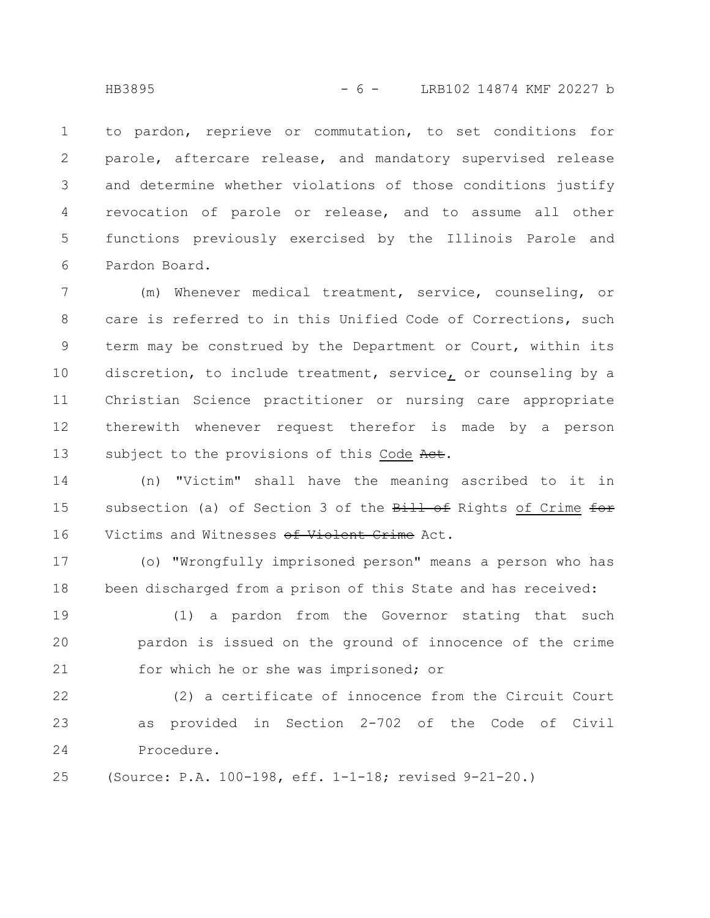to pardon, reprieve or commutation, to set conditions for parole, aftercare release, and mandatory supervised release and determine whether violations of those conditions justify revocation of parole or release, and to assume all other functions previously exercised by the Illinois Parole and Pardon Board.

(m) Whenever medical treatment, service, counseling, or care is referred to in this Unified Code of Corrections, such term may be construed by the Department or Court, within its discretion, to include treatment, service, or counseling by a Christian Science practitioner or nursing care appropriate therewith whenever request therefor is made by a person subject to the provisions of this Code ~~Act~~.

(n) "Victim" shall have the meaning ascribed to it in subsection (a) of Section 3 of the ~~Bill of~~ Rights of Crime ~~for~~ Victims and Witnesses ~~of Violent Crime~~ Act.

(o) "Wrongfully imprisoned person" means a person who has been discharged from a prison of this State and has received:

(1) a pardon from the Governor stating that such pardon is issued on the ground of innocence of the crime for which he or she was imprisoned; or

(2) a certificate of innocence from the Circuit Court as provided in Section 2-702 of the Code of Civil Procedure.

(Source: P.A. 100-198, eff. 1-1-18; revised 9-21-20.)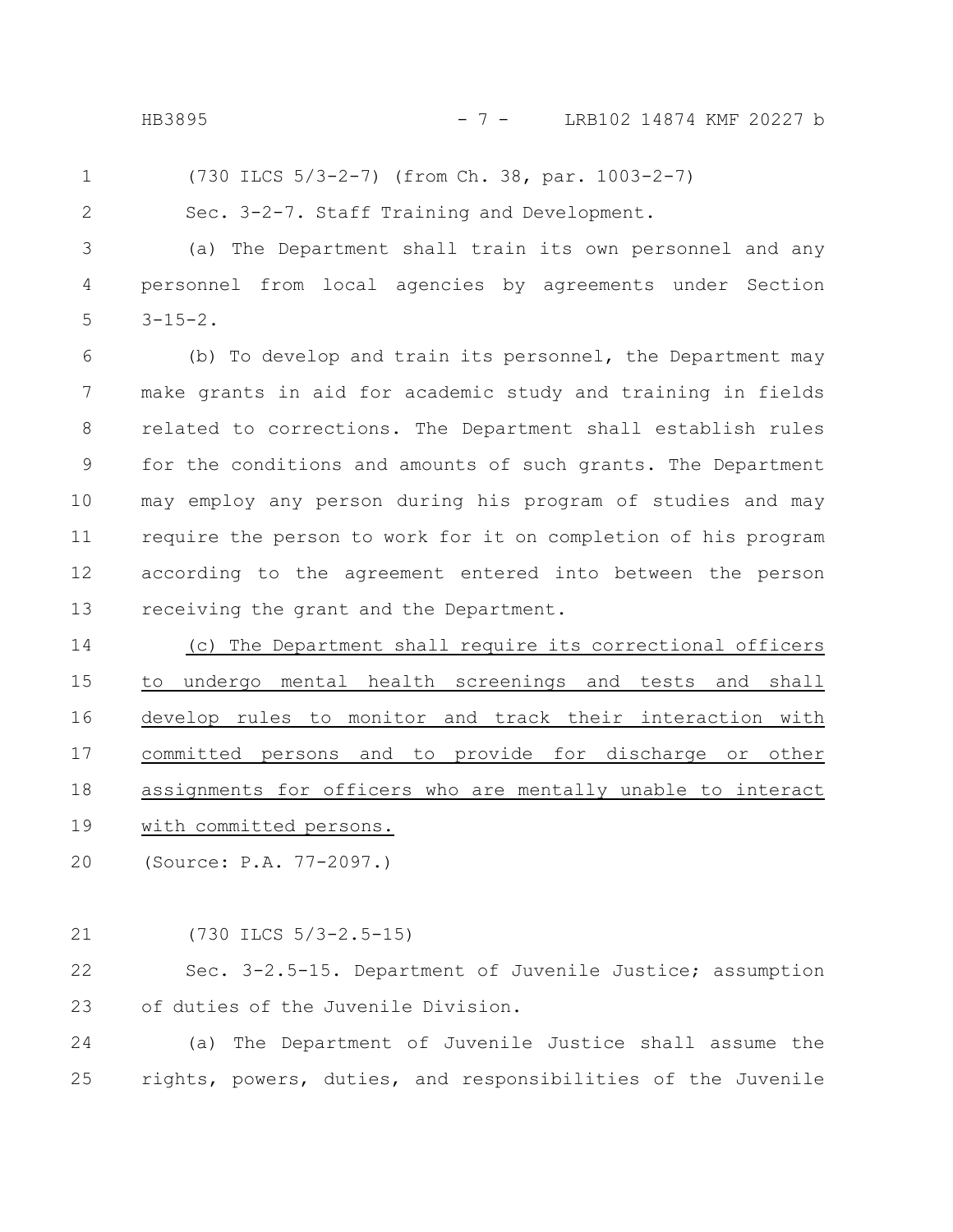(730 ILCS 5/3-2-7) (from Ch. 38, par. 1003-2-7)

Sec. 3-2-7. Staff Training and Development.

(a) The Department shall train its own personnel and any personnel from local agencies by agreements under Section 3-15-2.

(b) To develop and train its personnel, the Department may make grants in aid for academic study and training in fields related to corrections. The Department shall establish rules for the conditions and amounts of such grants. The Department may employ any person during his program of studies and may require the person to work for it on completion of his program according to the agreement entered into between the person receiving the grant and the Department.

<u>(c) The Department shall require its correctional officers to undergo mental health screenings and tests and shall develop rules to monitor and track their interaction with committed persons and to provide for discharge or other assignments for officers who are mentally unable to interact with committed persons.</u>

(Source: P.A. 77-2097.)

(730 ILCS 5/3-2.5-15)

Sec. 3-2.5-15. Department of Juvenile Justice; assumption of duties of the Juvenile Division.

(a) The Department of Juvenile Justice shall assume the rights, powers, duties, and responsibilities of the Juvenile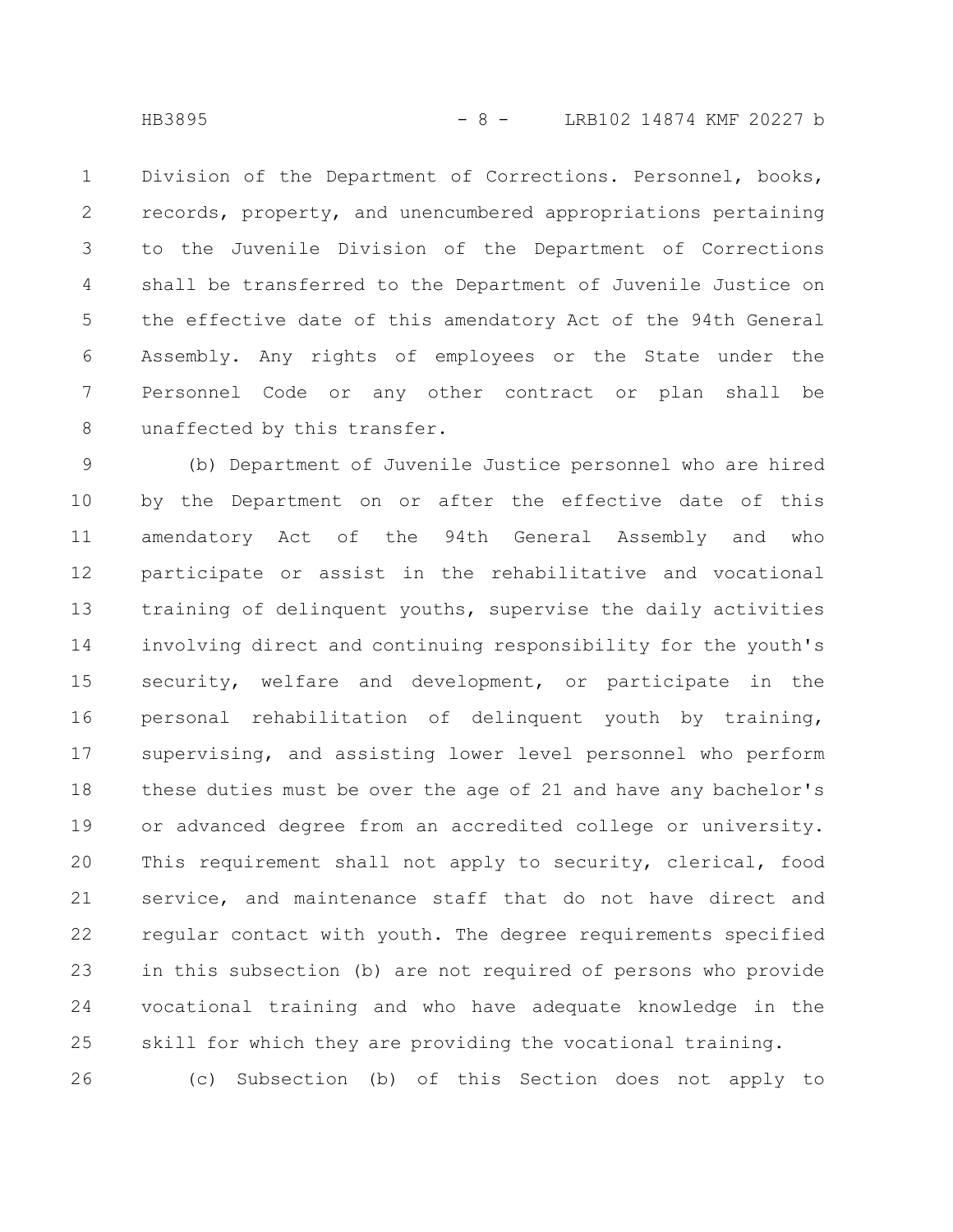Division of the Department of Corrections. Personnel, books, records, property, and unencumbered appropriations pertaining to the Juvenile Division of the Department of Corrections shall be transferred to the Department of Juvenile Justice on the effective date of this amendatory Act of the 94th General Assembly. Any rights of employees or the State under the Personnel Code or any other contract or plan shall be unaffected by this transfer.

(b) Department of Juvenile Justice personnel who are hired by the Department on or after the effective date of this amendatory Act of the 94th General Assembly and who participate or assist in the rehabilitative and vocational training of delinquent youths, supervise the daily activities involving direct and continuing responsibility for the youth's security, welfare and development, or participate in the personal rehabilitation of delinquent youth by training, supervising, and assisting lower level personnel who perform these duties must be over the age of 21 and have any bachelor's or advanced degree from an accredited college or university. This requirement shall not apply to security, clerical, food service, and maintenance staff that do not have direct and regular contact with youth. The degree requirements specified in this subsection (b) are not required of persons who provide vocational training and who have adequate knowledge in the skill for which they are providing the vocational training.

(c) Subsection (b) of this Section does not apply to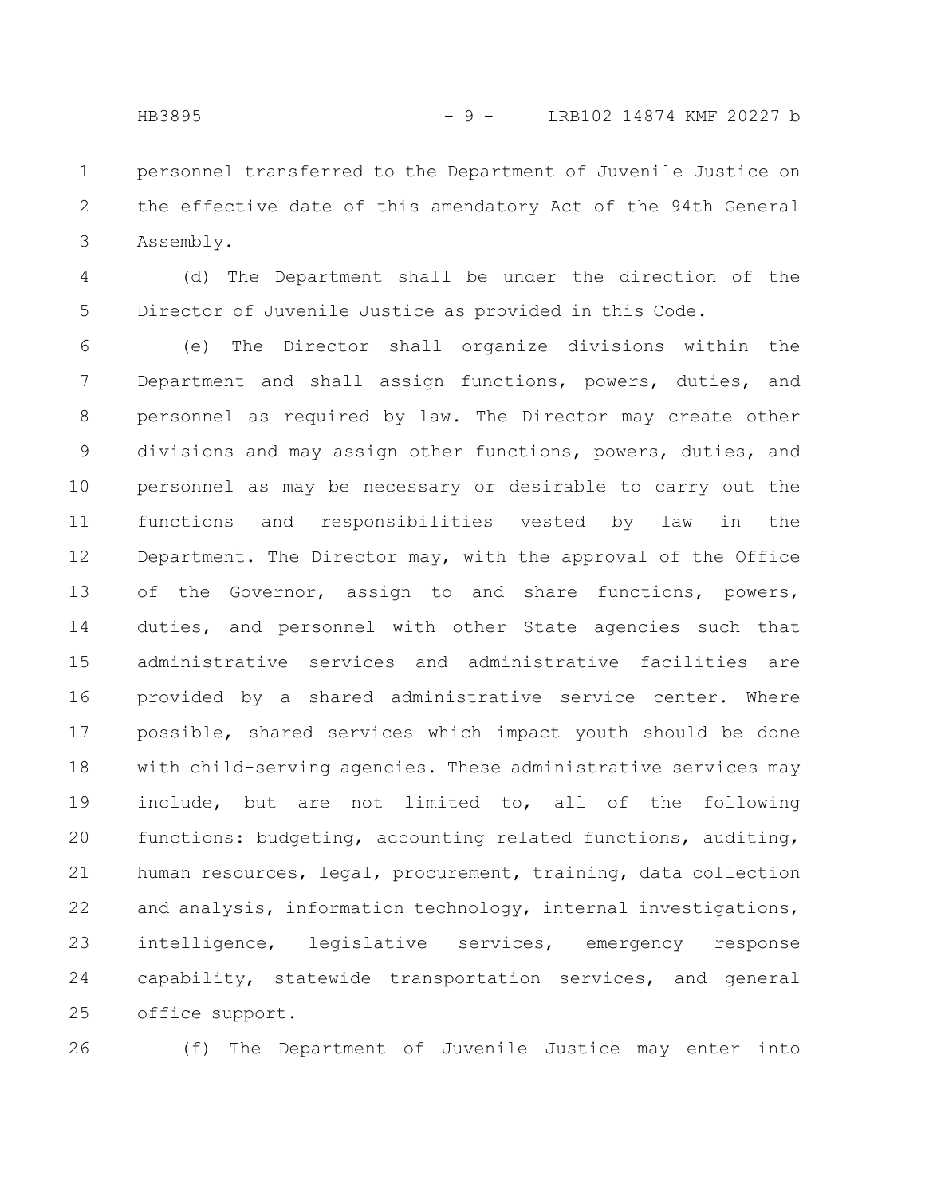personnel transferred to the Department of Juvenile Justice on the effective date of this amendatory Act of the 94th General Assembly.

(d) The Department shall be under the direction of the Director of Juvenile Justice as provided in this Code.

(e) The Director shall organize divisions within the Department and shall assign functions, powers, duties, and personnel as required by law. The Director may create other divisions and may assign other functions, powers, duties, and personnel as may be necessary or desirable to carry out the functions and responsibilities vested by law in the Department. The Director may, with the approval of the Office of the Governor, assign to and share functions, powers, duties, and personnel with other State agencies such that administrative services and administrative facilities are provided by a shared administrative service center. Where possible, shared services which impact youth should be done with child-serving agencies. These administrative services may include, but are not limited to, all of the following functions: budgeting, accounting related functions, auditing, human resources, legal, procurement, training, data collection and analysis, information technology, internal investigations, intelligence, legislative services, emergency response capability, statewide transportation services, and general office support.

(f) The Department of Juvenile Justice may enter into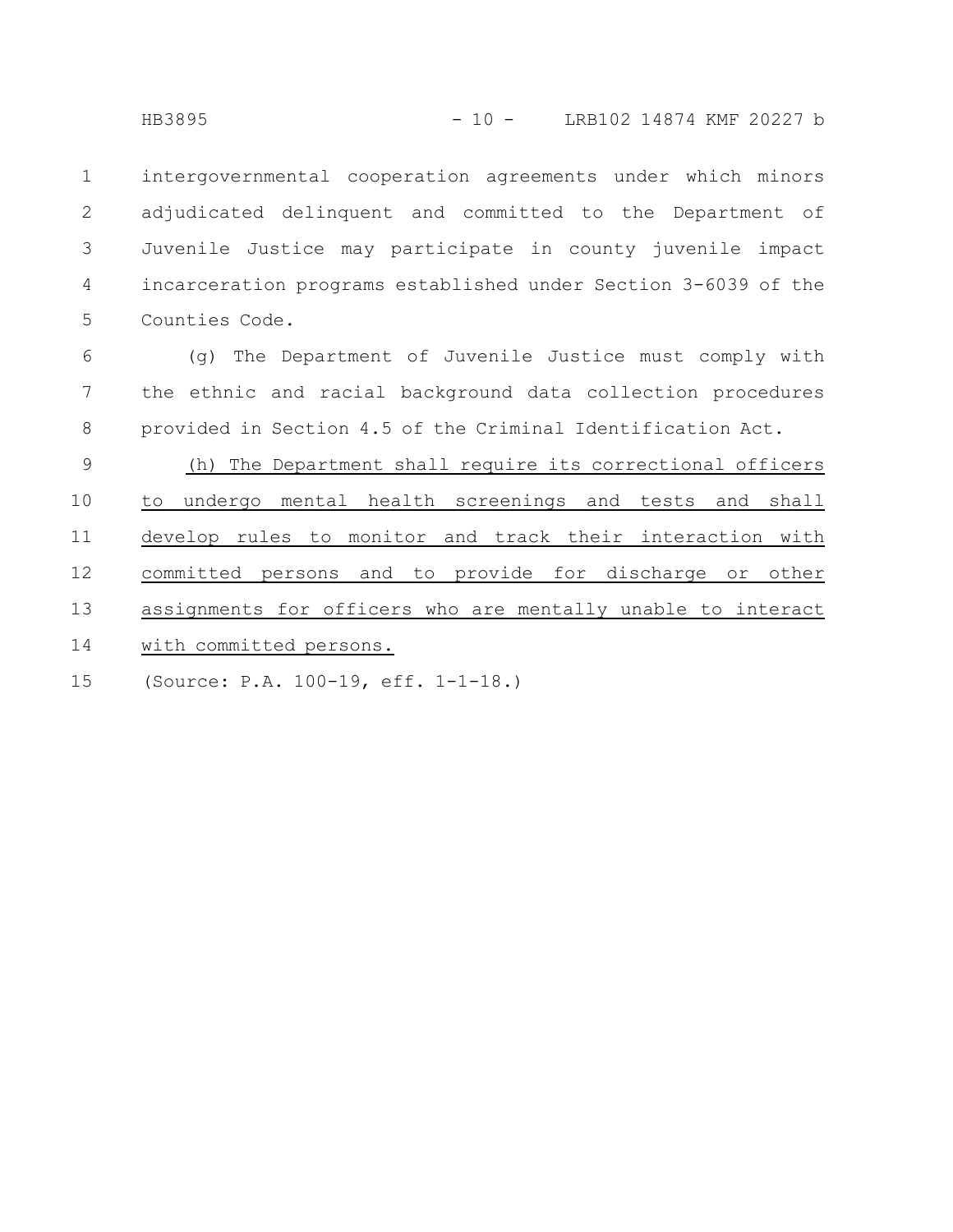intergovernmental cooperation agreements under which minors adjudicated delinquent and committed to the Department of Juvenile Justice may participate in county juvenile impact incarceration programs established under Section 3-6039 of the Counties Code.

(g) The Department of Juvenile Justice must comply with the ethnic and racial background data collection procedures provided in Section 4.5 of the Criminal Identification Act.

<u>(h) The Department shall require its correctional officers to undergo mental health screenings and tests and shall develop rules to monitor and track their interaction with committed persons and to provide for discharge or other assignments for officers who are mentally unable to interact with committed persons.</u>

(Source: P.A. 100-19, eff. 1-1-18.)